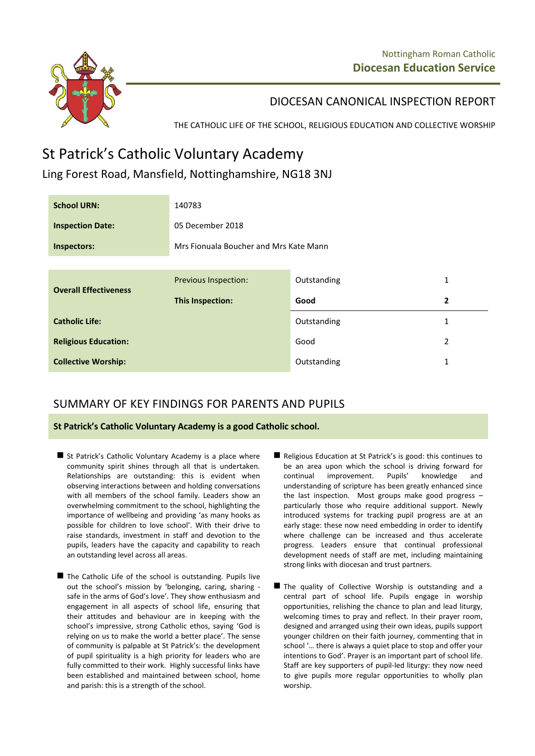Nottingham Roman Catholic
**Diocesan Education Service**

## DIOCESAN CANONICAL INSPECTION REPORT

THE CATHOLIC LIFE OF THE SCHOOL, RELIGIOUS EDUCATION AND COLLECTIVE WORSHIP

# St Patrick's Catholic Voluntary Academy

Ling Forest Road, Mansfield, Nottinghamshire, NG18 3NJ

| | |
|---|---|
| **School URN:** | 140783 |
| **Inspection Date:** | 05 December 2018 |
| **Inspectors:** | Mrs Fionuala Boucher and Mrs Kate Mann |

| | | | |
|---|---|---|---|
| **Overall Effectiveness** | Previous Inspection: | Outstanding | 1 |
| | **This Inspection:** | **Good** | **2** |
| **Catholic Life:** | | Outstanding | 1 |
| **Religious Education:** | | Good | 2 |
| **Collective Worship:** | | Outstanding | 1 |

## SUMMARY OF KEY FINDINGS FOR PARENTS AND PUPILS

**St Patrick's Catholic Voluntary Academy is a good Catholic school.**

- St Patrick's Catholic Voluntary Academy is a place where community spirit shines through all that is undertaken. Relationships are outstanding: this is evident when observing interactions between and holding conversations with all members of the school family. Leaders show an overwhelming commitment to the school, highlighting the importance of wellbeing and providing 'as many hooks as possible for children to love school'. With their drive to raise standards, investment in staff and devotion to the pupils, leaders have the capacity and capability to reach an outstanding level across all areas.

- The Catholic Life of the school is outstanding. Pupils live out the school's mission by 'belonging, caring, sharing - safe in the arms of God's love'. They show enthusiasm and engagement in all aspects of school life, ensuring that their attitudes and behaviour are in keeping with the school's impressive, strong Catholic ethos, saying 'God is relying on us to make the world a better place'. The sense of community is palpable at St Patrick's: the development of pupil spirituality is a high priority for leaders who are fully committed to their work. Highly successful links have been established and maintained between school, home and parish: this is a strength of the school.

- Religious Education at St Patrick's is good: this continues to be an area upon which the school is driving forward for continual improvement. Pupils' knowledge and understanding of scripture has been greatly enhanced since the last inspection. Most groups make good progress – particularly those who require additional support. Newly introduced systems for tracking pupil progress are at an early stage: these now need embedding in order to identify where challenge can be increased and thus accelerate progress. Leaders ensure that continual professional development needs of staff are met, including maintaining strong links with diocesan and trust partners.

- The quality of Collective Worship is outstanding and a central part of school life. Pupils engage in worship opportunities, relishing the chance to plan and lead liturgy, welcoming times to pray and reflect. In their prayer room, designed and arranged using their own ideas, pupils support younger children on their faith journey, commenting that in school '… there is always a quiet place to stop and offer your intentions to God'. Prayer is an important part of school life. Staff are key supporters of pupil-led liturgy: they now need to give pupils more regular opportunities to wholly plan worship.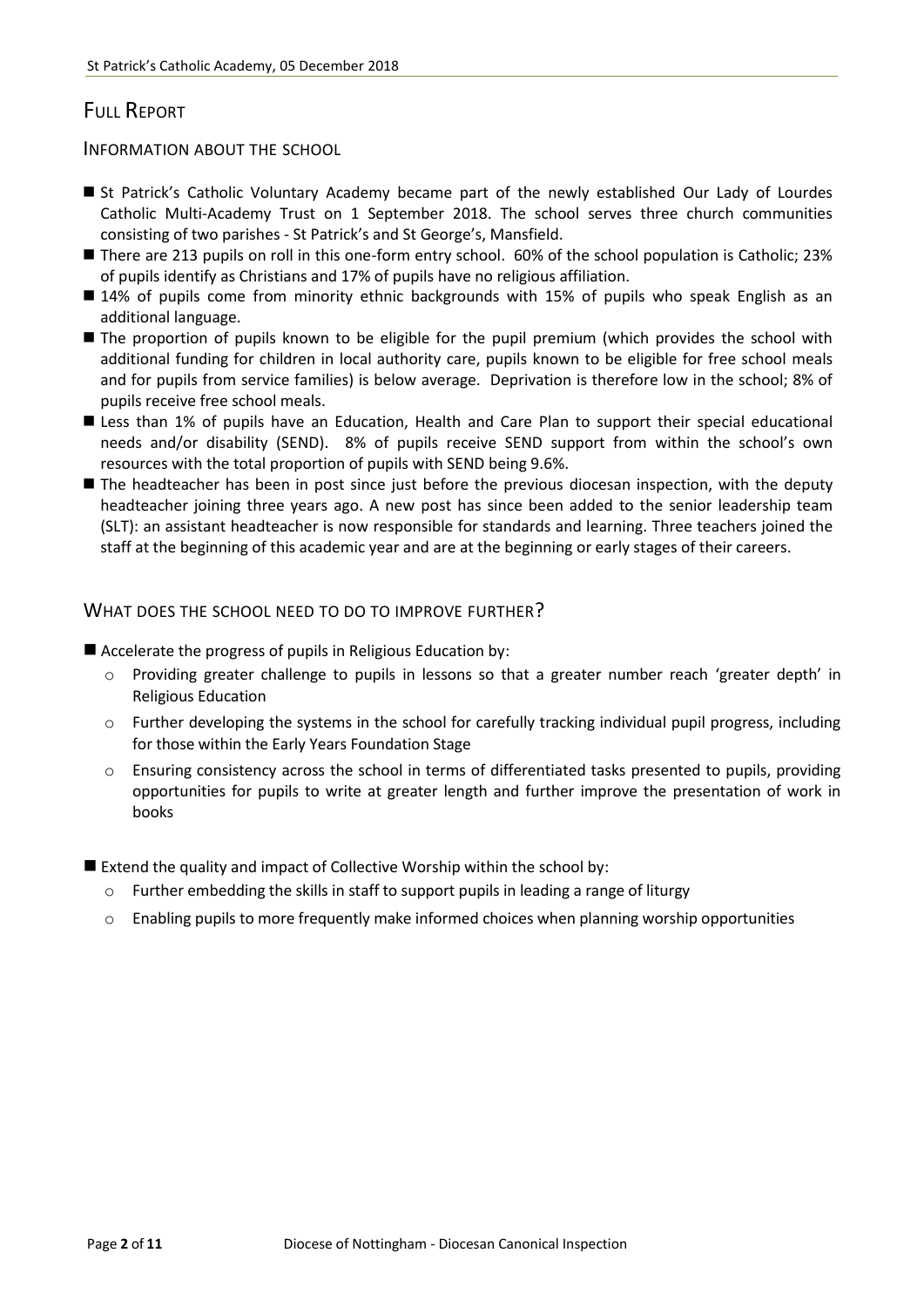## Full Report

### Information about the school

- St Patrick's Catholic Voluntary Academy became part of the newly established Our Lady of Lourdes Catholic Multi-Academy Trust on 1 September 2018. The school serves three church communities consisting of two parishes - St Patrick's and St George's, Mansfield.
- There are 213 pupils on roll in this one-form entry school. 60% of the school population is Catholic; 23% of pupils identify as Christians and 17% of pupils have no religious affiliation.
- 14% of pupils come from minority ethnic backgrounds with 15% of pupils who speak English as an additional language.
- The proportion of pupils known to be eligible for the pupil premium (which provides the school with additional funding for children in local authority care, pupils known to be eligible for free school meals and for pupils from service families) is below average. Deprivation is therefore low in the school; 8% of pupils receive free school meals.
- Less than 1% of pupils have an Education, Health and Care Plan to support their special educational needs and/or disability (SEND). 8% of pupils receive SEND support from within the school's own resources with the total proportion of pupils with SEND being 9.6%.
- The headteacher has been in post since just before the previous diocesan inspection, with the deputy headteacher joining three years ago. A new post has since been added to the senior leadership team (SLT): an assistant headteacher is now responsible for standards and learning. Three teachers joined the staff at the beginning of this academic year and are at the beginning or early stages of their careers.

### What does the school need to do to improve further?

- Accelerate the progress of pupils in Religious Education by:
  - Providing greater challenge to pupils in lessons so that a greater number reach 'greater depth' in Religious Education
  - Further developing the systems in the school for carefully tracking individual pupil progress, including for those within the Early Years Foundation Stage
  - Ensuring consistency across the school in terms of differentiated tasks presented to pupils, providing opportunities for pupils to write at greater length and further improve the presentation of work in books

- Extend the quality and impact of Collective Worship within the school by:
  - Further embedding the skills in staff to support pupils in leading a range of liturgy
  - Enabling pupils to more frequently make informed choices when planning worship opportunities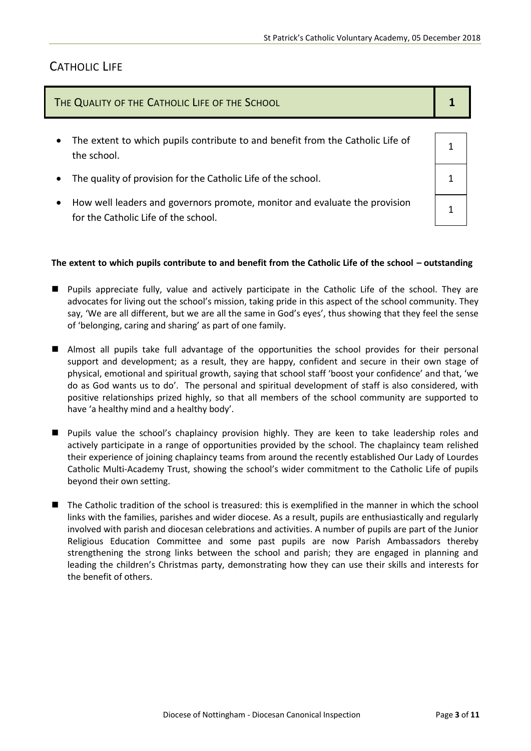## Catholic Life

| The Quality of the Catholic Life of the School | 1 |
|---|---|
| The extent to which pupils contribute to and benefit from the Catholic Life of the school. | 1 |
| The quality of provision for the Catholic Life of the school. | 1 |
| How well leaders and governors promote, monitor and evaluate the provision for the Catholic Life of the school. | 1 |

**The extent to which pupils contribute to and benefit from the Catholic Life of the school – outstanding**

- Pupils appreciate fully, value and actively participate in the Catholic Life of the school. They are advocates for living out the school's mission, taking pride in this aspect of the school community. They say, 'We are all different, but we are all the same in God's eyes', thus showing that they feel the sense of 'belonging, caring and sharing' as part of one family.

- Almost all pupils take full advantage of the opportunities the school provides for their personal support and development; as a result, they are happy, confident and secure in their own stage of physical, emotional and spiritual growth, saying that school staff 'boost your confidence' and that, 'we do as God wants us to do'. The personal and spiritual development of staff is also considered, with positive relationships prized highly, so that all members of the school community are supported to have 'a healthy mind and a healthy body'.

- Pupils value the school's chaplaincy provision highly. They are keen to take leadership roles and actively participate in a range of opportunities provided by the school. The chaplaincy team relished their experience of joining chaplaincy teams from around the recently established Our Lady of Lourdes Catholic Multi-Academy Trust, showing the school's wider commitment to the Catholic Life of pupils beyond their own setting.

- The Catholic tradition of the school is treasured: this is exemplified in the manner in which the school links with the families, parishes and wider diocese. As a result, pupils are enthusiastically and regularly involved with parish and diocesan celebrations and activities. A number of pupils are part of the Junior Religious Education Committee and some past pupils are now Parish Ambassadors thereby strengthening the strong links between the school and parish; they are engaged in planning and leading the children's Christmas party, demonstrating how they can use their skills and interests for the benefit of others.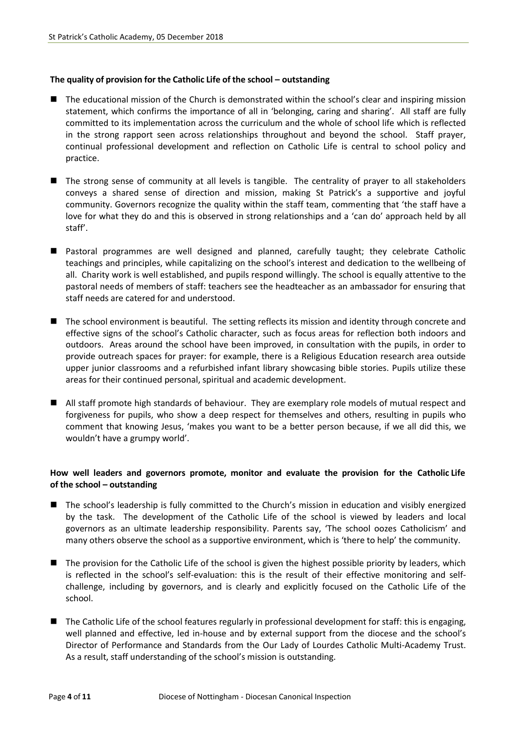**The quality of provision for the Catholic Life of the school – outstanding**

- The educational mission of the Church is demonstrated within the school's clear and inspiring mission statement, which confirms the importance of all in 'belonging, caring and sharing'. All staff are fully committed to its implementation across the curriculum and the whole of school life which is reflected in the strong rapport seen across relationships throughout and beyond the school. Staff prayer, continual professional development and reflection on Catholic Life is central to school policy and practice.

- The strong sense of community at all levels is tangible. The centrality of prayer to all stakeholders conveys a shared sense of direction and mission, making St Patrick's a supportive and joyful community. Governors recognize the quality within the staff team, commenting that 'the staff have a love for what they do and this is observed in strong relationships and a 'can do' approach held by all staff'.

- Pastoral programmes are well designed and planned, carefully taught; they celebrate Catholic teachings and principles, while capitalizing on the school's interest and dedication to the wellbeing of all. Charity work is well established, and pupils respond willingly. The school is equally attentive to the pastoral needs of members of staff: teachers see the headteacher as an ambassador for ensuring that staff needs are catered for and understood.

- The school environment is beautiful. The setting reflects its mission and identity through concrete and effective signs of the school's Catholic character, such as focus areas for reflection both indoors and outdoors. Areas around the school have been improved, in consultation with the pupils, in order to provide outreach spaces for prayer: for example, there is a Religious Education research area outside upper junior classrooms and a refurbished infant library showcasing bible stories. Pupils utilize these areas for their continued personal, spiritual and academic development.

- All staff promote high standards of behaviour. They are exemplary role models of mutual respect and forgiveness for pupils, who show a deep respect for themselves and others, resulting in pupils who comment that knowing Jesus, 'makes you want to be a better person because, if we all did this, we wouldn't have a grumpy world'.

**How well leaders and governors promote, monitor and evaluate the provision for the Catholic Life of the school – outstanding**

- The school's leadership is fully committed to the Church's mission in education and visibly energized by the task. The development of the Catholic Life of the school is viewed by leaders and local governors as an ultimate leadership responsibility. Parents say, 'The school oozes Catholicism' and many others observe the school as a supportive environment, which is 'there to help' the community.

- The provision for the Catholic Life of the school is given the highest possible priority by leaders, which is reflected in the school's self-evaluation: this is the result of their effective monitoring and self-challenge, including by governors, and is clearly and explicitly focused on the Catholic Life of the school.

- The Catholic Life of the school features regularly in professional development for staff: this is engaging, well planned and effective, led in-house and by external support from the diocese and the school's Director of Performance and Standards from the Our Lady of Lourdes Catholic Multi-Academy Trust. As a result, staff understanding of the school's mission is outstanding.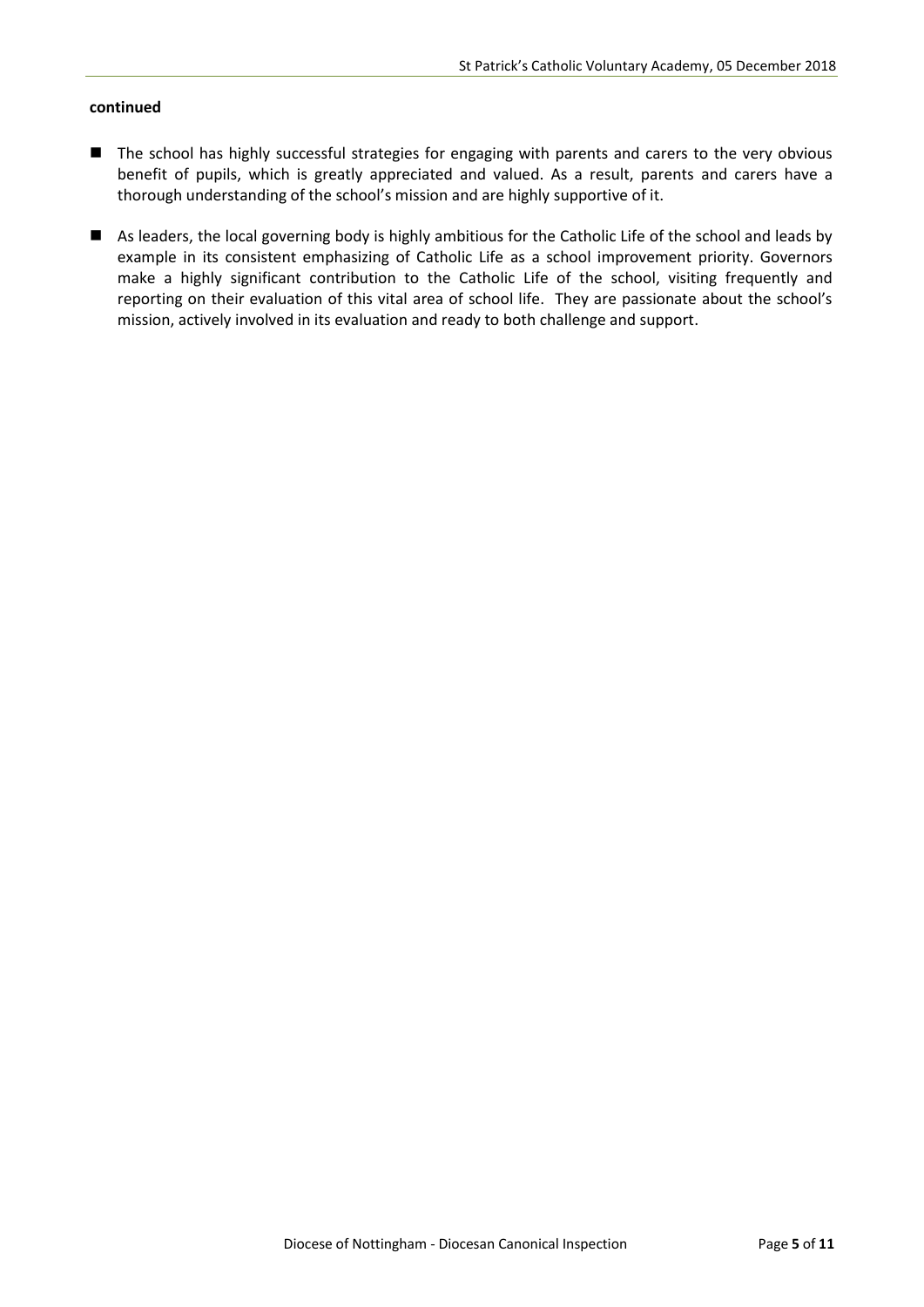**continued**

- The school has highly successful strategies for engaging with parents and carers to the very obvious benefit of pupils, which is greatly appreciated and valued. As a result, parents and carers have a thorough understanding of the school's mission and are highly supportive of it.
- As leaders, the local governing body is highly ambitious for the Catholic Life of the school and leads by example in its consistent emphasizing of Catholic Life as a school improvement priority. Governors make a highly significant contribution to the Catholic Life of the school, visiting frequently and reporting on their evaluation of this vital area of school life. They are passionate about the school's mission, actively involved in its evaluation and ready to both challenge and support.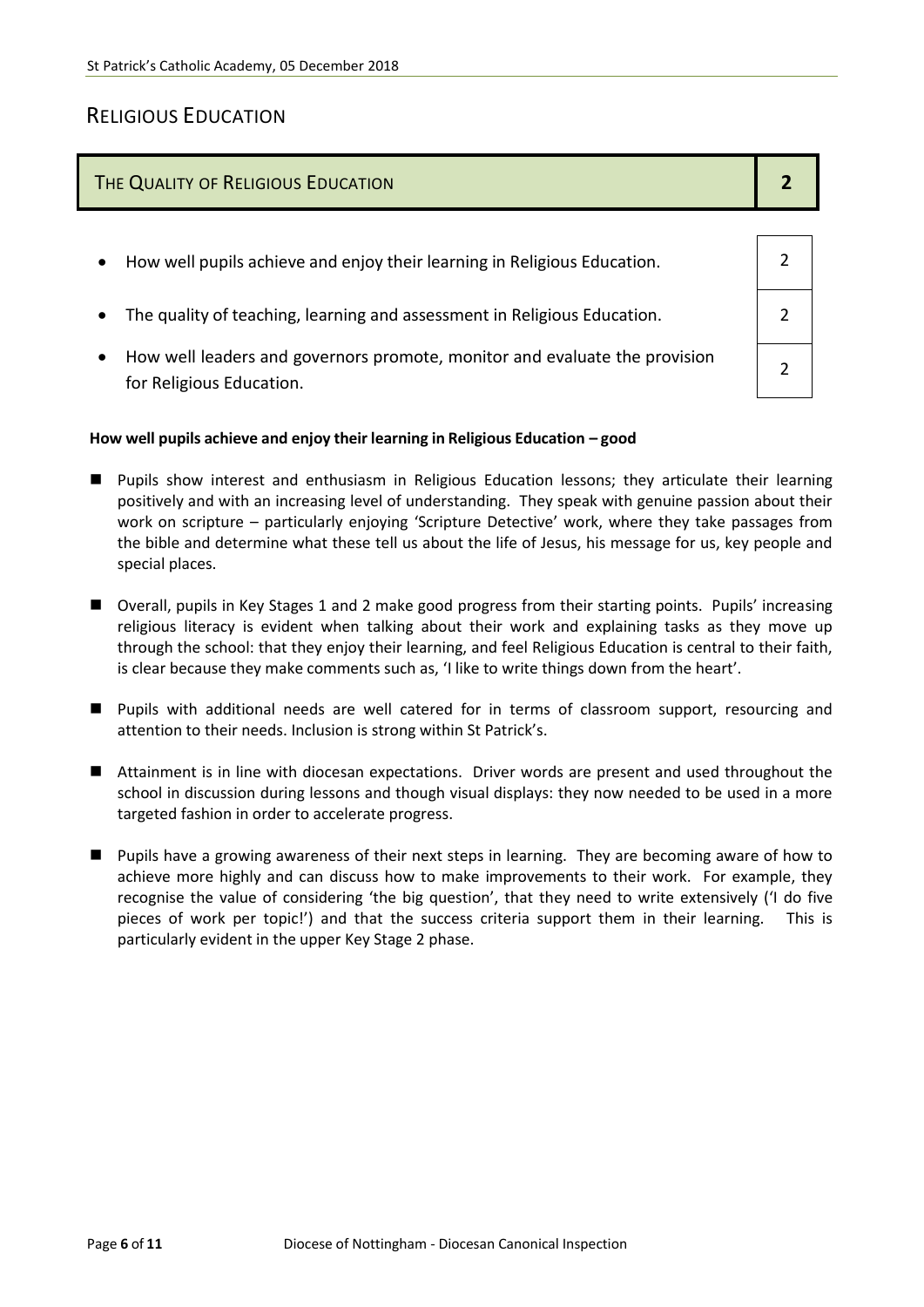## RELIGIOUS EDUCATION

| THE QUALITY OF RELIGIOUS EDUCATION | 2 |
|---|---|
| How well pupils achieve and enjoy their learning in Religious Education. | 2 |
| The quality of teaching, learning and assessment in Religious Education. | 2 |
| How well leaders and governors promote, monitor and evaluate the provision for Religious Education. | 2 |

**How well pupils achieve and enjoy their learning in Religious Education – good**

- Pupils show interest and enthusiasm in Religious Education lessons; they articulate their learning positively and with an increasing level of understanding. They speak with genuine passion about their work on scripture – particularly enjoying 'Scripture Detective' work, where they take passages from the bible and determine what these tell us about the life of Jesus, his message for us, key people and special places.

- Overall, pupils in Key Stages 1 and 2 make good progress from their starting points. Pupils' increasing religious literacy is evident when talking about their work and explaining tasks as they move up through the school: that they enjoy their learning, and feel Religious Education is central to their faith, is clear because they make comments such as, 'I like to write things down from the heart'.

- Pupils with additional needs are well catered for in terms of classroom support, resourcing and attention to their needs. Inclusion is strong within St Patrick's.

- Attainment is in line with diocesan expectations. Driver words are present and used throughout the school in discussion during lessons and though visual displays: they now needed to be used in a more targeted fashion in order to accelerate progress.

- Pupils have a growing awareness of their next steps in learning. They are becoming aware of how to achieve more highly and can discuss how to make improvements to their work. For example, they recognise the value of considering 'the big question', that they need to write extensively ('I do five pieces of work per topic!') and that the success criteria support them in their learning. This is particularly evident in the upper Key Stage 2 phase.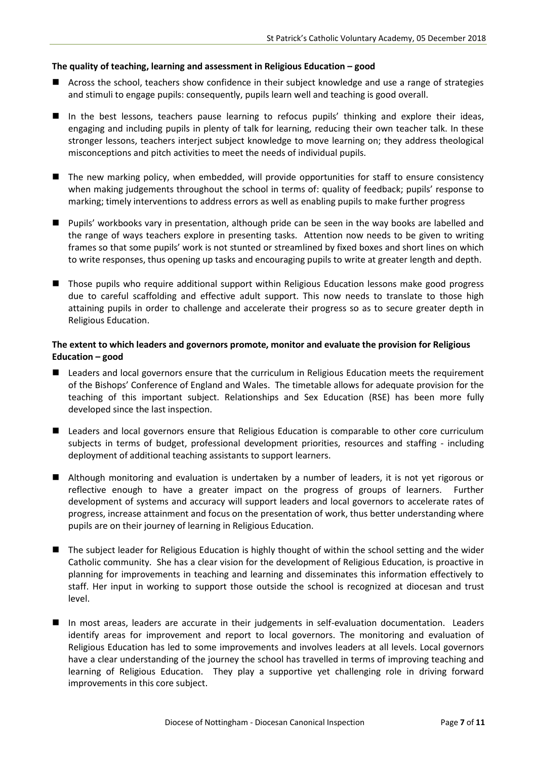**The quality of teaching, learning and assessment in Religious Education – good**

- Across the school, teachers show confidence in their subject knowledge and use a range of strategies and stimuli to engage pupils: consequently, pupils learn well and teaching is good overall.
- In the best lessons, teachers pause learning to refocus pupils' thinking and explore their ideas, engaging and including pupils in plenty of talk for learning, reducing their own teacher talk. In these stronger lessons, teachers interject subject knowledge to move learning on; they address theological misconceptions and pitch activities to meet the needs of individual pupils.
- The new marking policy, when embedded, will provide opportunities for staff to ensure consistency when making judgements throughout the school in terms of: quality of feedback; pupils' response to marking; timely interventions to address errors as well as enabling pupils to make further progress
- Pupils' workbooks vary in presentation, although pride can be seen in the way books are labelled and the range of ways teachers explore in presenting tasks. Attention now needs to be given to writing frames so that some pupils' work is not stunted or streamlined by fixed boxes and short lines on which to write responses, thus opening up tasks and encouraging pupils to write at greater length and depth.
- Those pupils who require additional support within Religious Education lessons make good progress due to careful scaffolding and effective adult support. This now needs to translate to those high attaining pupils in order to challenge and accelerate their progress so as to secure greater depth in Religious Education.

**The extent to which leaders and governors promote, monitor and evaluate the provision for Religious Education – good**

- Leaders and local governors ensure that the curriculum in Religious Education meets the requirement of the Bishops' Conference of England and Wales. The timetable allows for adequate provision for the teaching of this important subject. Relationships and Sex Education (RSE) has been more fully developed since the last inspection.
- Leaders and local governors ensure that Religious Education is comparable to other core curriculum subjects in terms of budget, professional development priorities, resources and staffing - including deployment of additional teaching assistants to support learners.
- Although monitoring and evaluation is undertaken by a number of leaders, it is not yet rigorous or reflective enough to have a greater impact on the progress of groups of learners. Further development of systems and accuracy will support leaders and local governors to accelerate rates of progress, increase attainment and focus on the presentation of work, thus better understanding where pupils are on their journey of learning in Religious Education.
- The subject leader for Religious Education is highly thought of within the school setting and the wider Catholic community. She has a clear vision for the development of Religious Education, is proactive in planning for improvements in teaching and learning and disseminates this information effectively to staff. Her input in working to support those outside the school is recognized at diocesan and trust level.
- In most areas, leaders are accurate in their judgements in self-evaluation documentation. Leaders identify areas for improvement and report to local governors. The monitoring and evaluation of Religious Education has led to some improvements and involves leaders at all levels. Local governors have a clear understanding of the journey the school has travelled in terms of improving teaching and learning of Religious Education. They play a supportive yet challenging role in driving forward improvements in this core subject.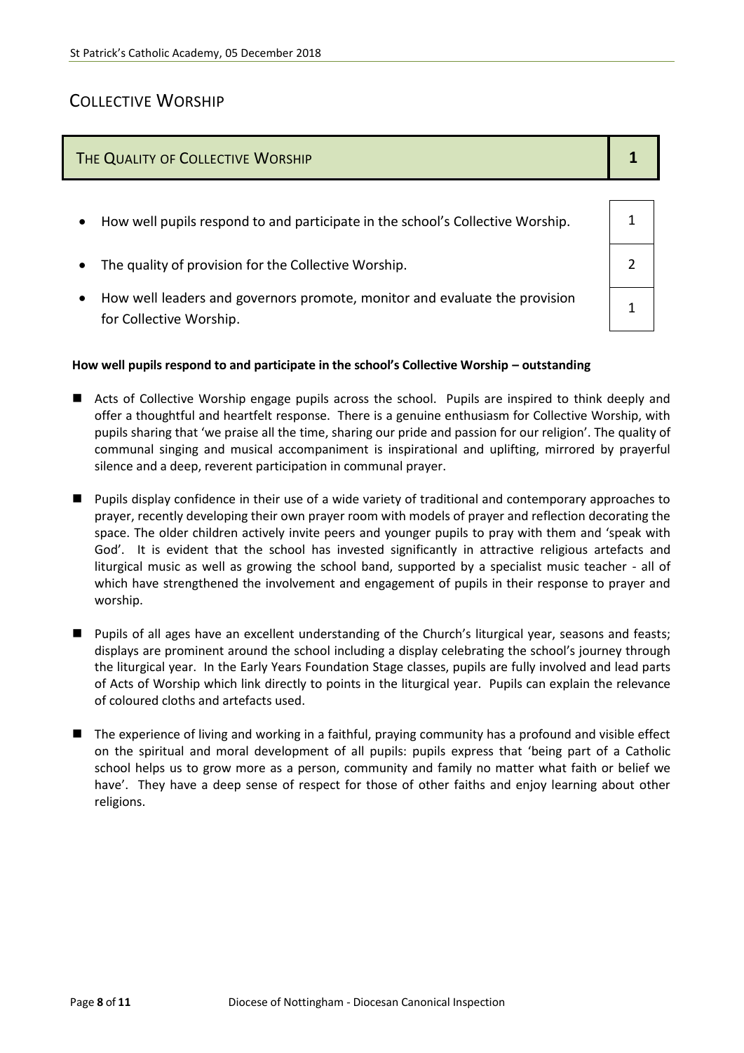## Collective Worship

| The Quality of Collective Worship | 1 |
|---|---|

| | |
|---|---|
| How well pupils respond to and participate in the school's Collective Worship. | 1 |
| The quality of provision for the Collective Worship. | 2 |
| How well leaders and governors promote, monitor and evaluate the provision for Collective Worship. | 1 |

**How well pupils respond to and participate in the school's Collective Worship – outstanding**

- Acts of Collective Worship engage pupils across the school. Pupils are inspired to think deeply and offer a thoughtful and heartfelt response. There is a genuine enthusiasm for Collective Worship, with pupils sharing that 'we praise all the time, sharing our pride and passion for our religion'. The quality of communal singing and musical accompaniment is inspirational and uplifting, mirrored by prayerful silence and a deep, reverent participation in communal prayer.

- Pupils display confidence in their use of a wide variety of traditional and contemporary approaches to prayer, recently developing their own prayer room with models of prayer and reflection decorating the space. The older children actively invite peers and younger pupils to pray with them and 'speak with God'. It is evident that the school has invested significantly in attractive religious artefacts and liturgical music as well as growing the school band, supported by a specialist music teacher - all of which have strengthened the involvement and engagement of pupils in their response to prayer and worship.

- Pupils of all ages have an excellent understanding of the Church's liturgical year, seasons and feasts; displays are prominent around the school including a display celebrating the school's journey through the liturgical year. In the Early Years Foundation Stage classes, pupils are fully involved and lead parts of Acts of Worship which link directly to points in the liturgical year. Pupils can explain the relevance of coloured cloths and artefacts used.

- The experience of living and working in a faithful, praying community has a profound and visible effect on the spiritual and moral development of all pupils: pupils express that 'being part of a Catholic school helps us to grow more as a person, community and family no matter what faith or belief we have'. They have a deep sense of respect for those of other faiths and enjoy learning about other religions.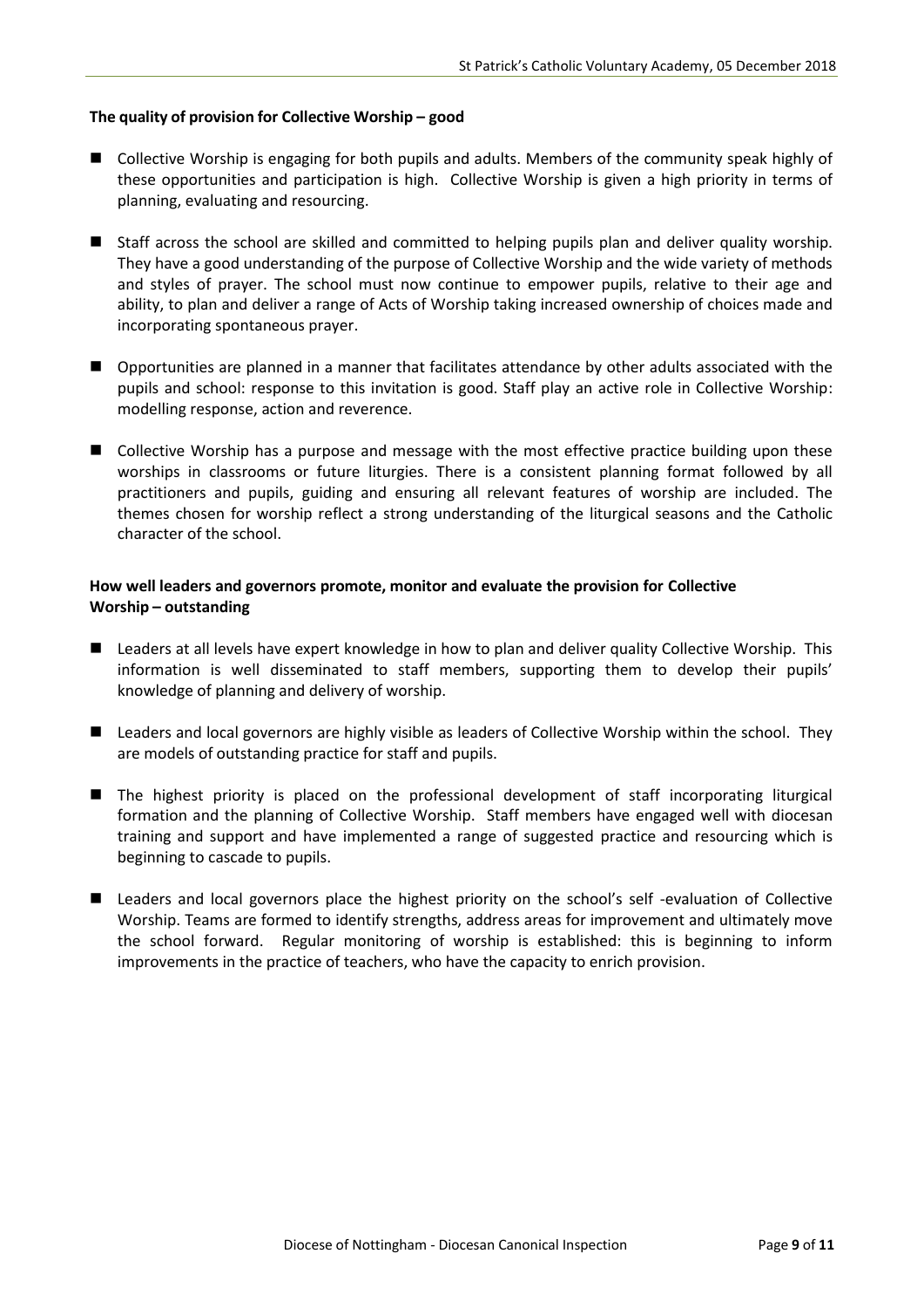**The quality of provision for Collective Worship – good**

- Collective Worship is engaging for both pupils and adults. Members of the community speak highly of these opportunities and participation is high. Collective Worship is given a high priority in terms of planning, evaluating and resourcing.

- Staff across the school are skilled and committed to helping pupils plan and deliver quality worship. They have a good understanding of the purpose of Collective Worship and the wide variety of methods and styles of prayer. The school must now continue to empower pupils, relative to their age and ability, to plan and deliver a range of Acts of Worship taking increased ownership of choices made and incorporating spontaneous prayer.

- Opportunities are planned in a manner that facilitates attendance by other adults associated with the pupils and school: response to this invitation is good. Staff play an active role in Collective Worship: modelling response, action and reverence.

- Collective Worship has a purpose and message with the most effective practice building upon these worships in classrooms or future liturgies. There is a consistent planning format followed by all practitioners and pupils, guiding and ensuring all relevant features of worship are included. The themes chosen for worship reflect a strong understanding of the liturgical seasons and the Catholic character of the school.

**How well leaders and governors promote, monitor and evaluate the provision for Collective Worship – outstanding**

- Leaders at all levels have expert knowledge in how to plan and deliver quality Collective Worship. This information is well disseminated to staff members, supporting them to develop their pupils' knowledge of planning and delivery of worship.

- Leaders and local governors are highly visible as leaders of Collective Worship within the school. They are models of outstanding practice for staff and pupils.

- The highest priority is placed on the professional development of staff incorporating liturgical formation and the planning of Collective Worship. Staff members have engaged well with diocesan training and support and have implemented a range of suggested practice and resourcing which is beginning to cascade to pupils.

- Leaders and local governors place the highest priority on the school's self -evaluation of Collective Worship. Teams are formed to identify strengths, address areas for improvement and ultimately move the school forward. Regular monitoring of worship is established: this is beginning to inform improvements in the practice of teachers, who have the capacity to enrich provision.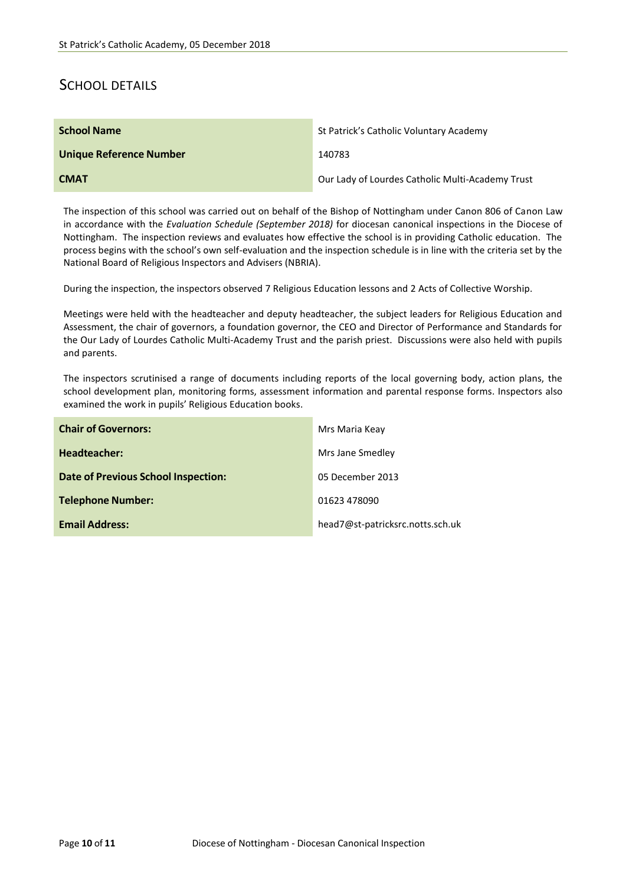## SCHOOL DETAILS

| | |
|---|---|
| **School Name** | St Patrick's Catholic Voluntary Academy |
| **Unique Reference Number** | 140783 |
| **CMAT** | Our Lady of Lourdes Catholic Multi-Academy Trust |

The inspection of this school was carried out on behalf of the Bishop of Nottingham under Canon 806 of Canon Law in accordance with the *Evaluation Schedule (September 2018)* for diocesan canonical inspections in the Diocese of Nottingham. The inspection reviews and evaluates how effective the school is in providing Catholic education. The process begins with the school's own self-evaluation and the inspection schedule is in line with the criteria set by the National Board of Religious Inspectors and Advisers (NBRIA).

During the inspection, the inspectors observed 7 Religious Education lessons and 2 Acts of Collective Worship.

Meetings were held with the headteacher and deputy headteacher, the subject leaders for Religious Education and Assessment, the chair of governors, a foundation governor, the CEO and Director of Performance and Standards for the Our Lady of Lourdes Catholic Multi-Academy Trust and the parish priest. Discussions were also held with pupils and parents.

The inspectors scrutinised a range of documents including reports of the local governing body, action plans, the school development plan, monitoring forms, assessment information and parental response forms. Inspectors also examined the work in pupils' Religious Education books.

| | |
|---|---|
| **Chair of Governors:** | Mrs Maria Keay |
| **Headteacher:** | Mrs Jane Smedley |
| **Date of Previous School Inspection:** | 05 December 2013 |
| **Telephone Number:** | 01623 478090 |
| **Email Address:** | head7@st-patricksrc.notts.sch.uk |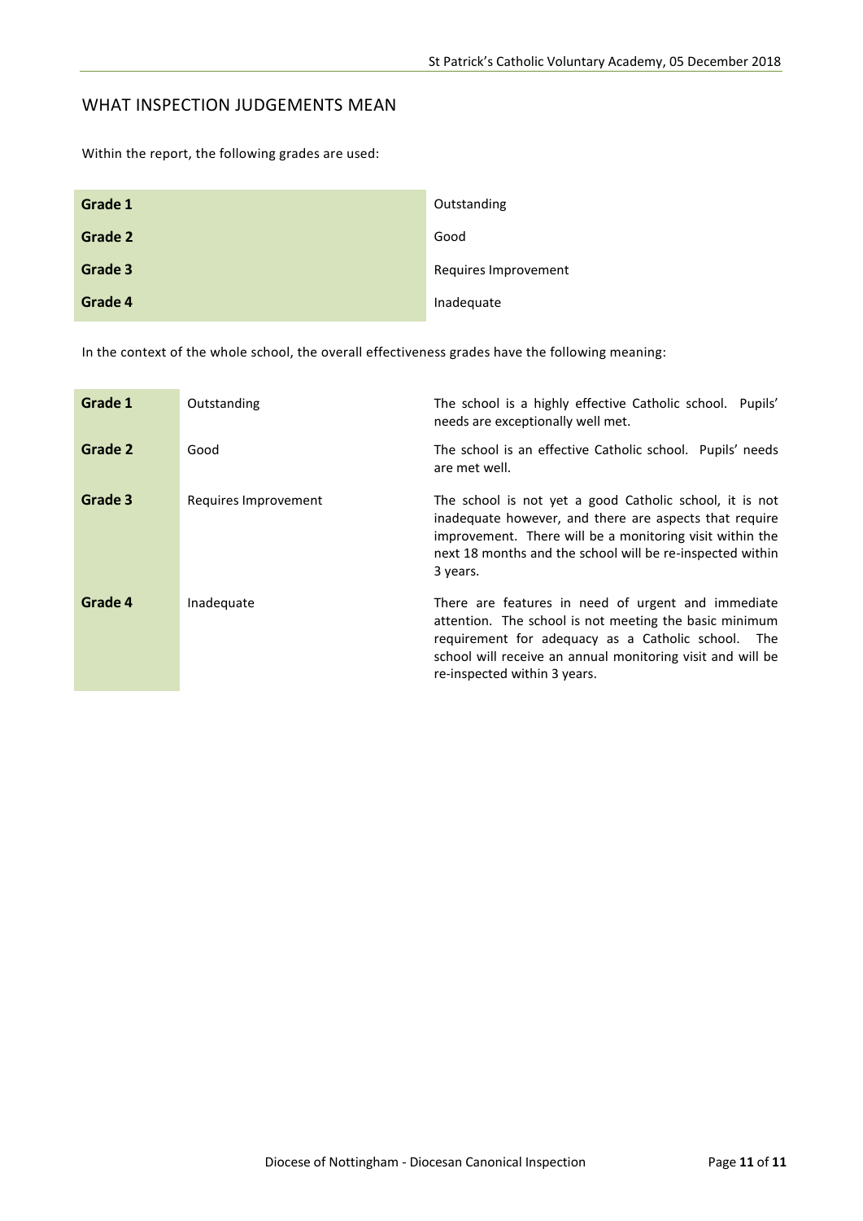## WHAT INSPECTION JUDGEMENTS MEAN

Within the report, the following grades are used:

| | |
|---|---|
| **Grade 1** | Outstanding |
| **Grade 2** | Good |
| **Grade 3** | Requires Improvement |
| **Grade 4** | Inadequate |

In the context of the whole school, the overall effectiveness grades have the following meaning:

| | | |
|---|---|---|
| **Grade 1** | Outstanding | The school is a highly effective Catholic school. Pupils' needs are exceptionally well met. |
| **Grade 2** | Good | The school is an effective Catholic school. Pupils' needs are met well. |
| **Grade 3** | Requires Improvement | The school is not yet a good Catholic school, it is not inadequate however, and there are aspects that require improvement. There will be a monitoring visit within the next 18 months and the school will be re-inspected within 3 years. |
| **Grade 4** | Inadequate | There are features in need of urgent and immediate attention. The school is not meeting the basic minimum requirement for adequacy as a Catholic school. The school will receive an annual monitoring visit and will be re-inspected within 3 years. |